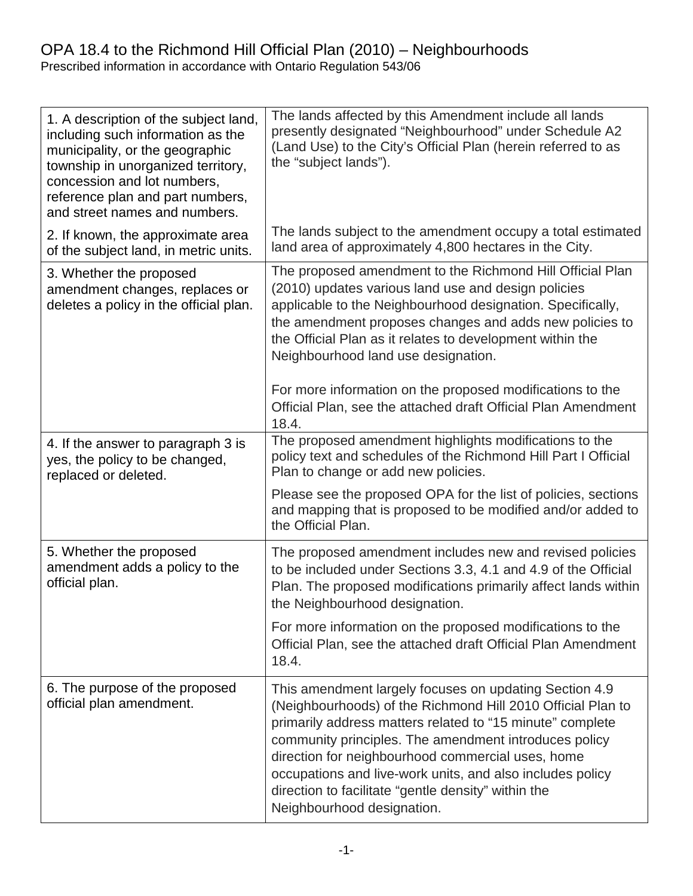# OPA 18.4 to the Richmond Hill Official Plan (2010) – Neighbourhoods

Prescribed information in accordance with Ontario Regulation 543/06

| | |
|---|---|
| 1. A description of the subject land, including such information as the municipality, or the geographic township in unorganized territory, concession and lot numbers, reference plan and part numbers, and street names and numbers. | The lands affected by this Amendment include all lands presently designated "Neighbourhood" under Schedule A2 (Land Use) to the City's Official Plan (herein referred to as the "subject lands"). |
| 2. If known, the approximate area of the subject land, in metric units. | The lands subject to the amendment occupy a total estimated land area of approximately 4,800 hectares in the City. |
| 3. Whether the proposed amendment changes, replaces or deletes a policy in the official plan. | The proposed amendment to the Richmond Hill Official Plan (2010) updates various land use and design policies applicable to the Neighbourhood designation. Specifically, the amendment proposes changes and adds new policies to the Official Plan as it relates to development within the Neighbourhood land use designation.<br><br>For more information on the proposed modifications to the Official Plan, see the attached draft Official Plan Amendment 18.4. |
| 4. If the answer to paragraph 3 is yes, the policy to be changed, replaced or deleted. | The proposed amendment highlights modifications to the policy text and schedules of the Richmond Hill Part I Official Plan to change or add new policies.<br><br>Please see the proposed OPA for the list of policies, sections and mapping that is proposed to be modified and/or added to the Official Plan. |
| 5. Whether the proposed amendment adds a policy to the official plan. | The proposed amendment includes new and revised policies to be included under Sections 3.3, 4.1 and 4.9 of the Official Plan. The proposed modifications primarily affect lands within the Neighbourhood designation.<br><br>For more information on the proposed modifications to the Official Plan, see the attached draft Official Plan Amendment 18.4. |
| 6. The purpose of the proposed official plan amendment. | This amendment largely focuses on updating Section 4.9 (Neighbourhoods) of the Richmond Hill 2010 Official Plan to primarily address matters related to "15 minute" complete community principles. The amendment introduces policy direction for neighbourhood commercial uses, home occupations and live-work units, and also includes policy direction to facilitate "gentle density" within the Neighbourhood designation. |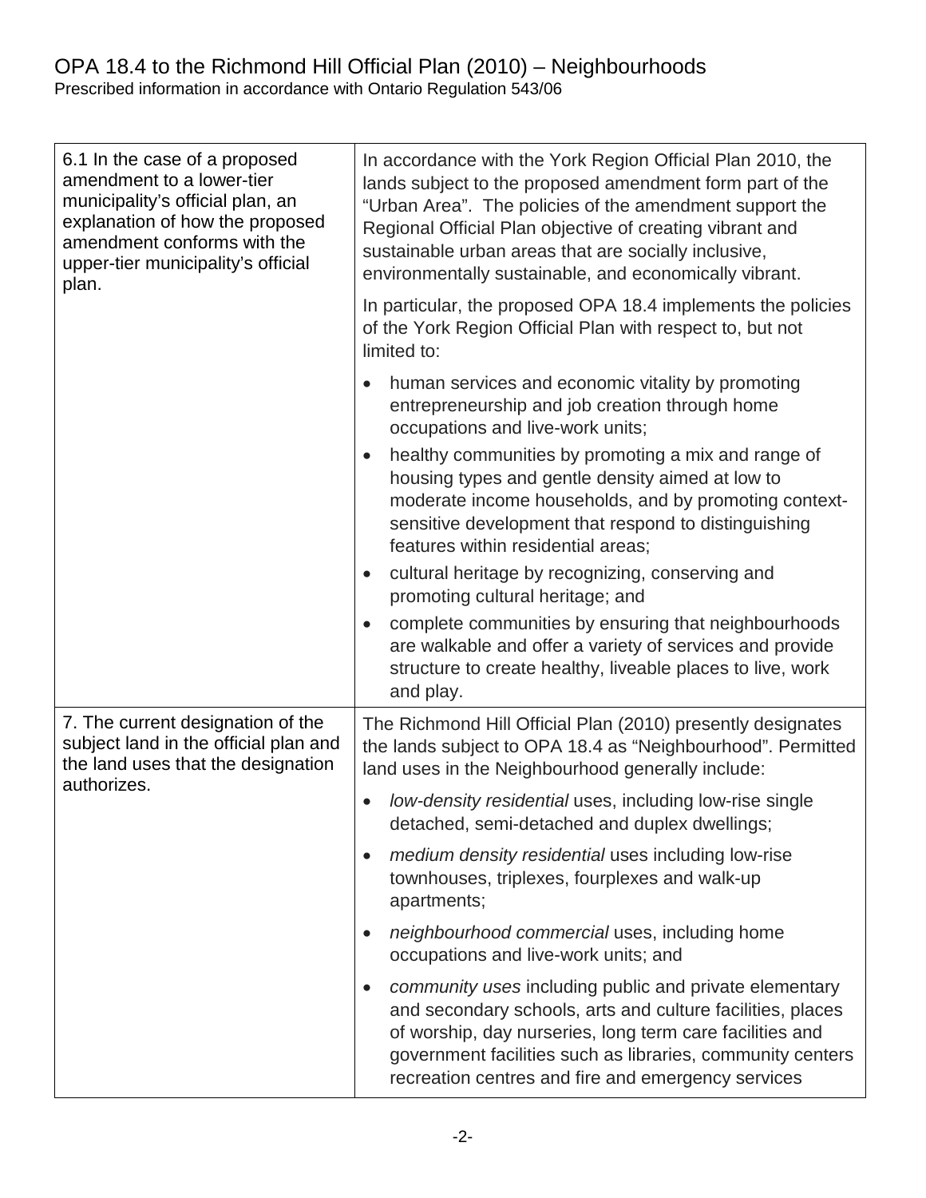OPA 18.4 to the Richmond Hill Official Plan (2010) – Neighbourhoods
Prescribed information in accordance with Ontario Regulation 543/06

| | |
|---|---|
| 6.1 In the case of a proposed amendment to a lower-tier municipality's official plan, an explanation of how the proposed amendment conforms with the upper-tier municipality's official plan. | In accordance with the York Region Official Plan 2010, the lands subject to the proposed amendment form part of the "Urban Area". The policies of the amendment support the Regional Official Plan objective of creating vibrant and sustainable urban areas that are socially inclusive, environmentally sustainable, and economically vibrant.<br><br>In particular, the proposed OPA 18.4 implements the policies of the York Region Official Plan with respect to, but not limited to:<br><br>• human services and economic vitality by promoting entrepreneurship and job creation through home occupations and live-work units;<br>• healthy communities by promoting a mix and range of housing types and gentle density aimed at low to moderate income households, and by promoting context-sensitive development that respond to distinguishing features within residential areas;<br>• cultural heritage by recognizing, conserving and promoting cultural heritage; and<br>• complete communities by ensuring that neighbourhoods are walkable and offer a variety of services and provide structure to create healthy, liveable places to live, work and play. |
| 7. The current designation of the subject land in the official plan and the land uses that the designation authorizes. | The Richmond Hill Official Plan (2010) presently designates the lands subject to OPA 18.4 as "Neighbourhood". Permitted land uses in the Neighbourhood generally include:<br><br>• *low-density residential* uses, including low-rise single detached, semi-detached and duplex dwellings;<br>• *medium density residential* uses including low-rise townhouses, triplexes, fourplexes and walk-up apartments;<br>• *neighbourhood commercial* uses, including home occupations and live-work units; and<br>• *community uses* including public and private elementary and secondary schools, arts and culture facilities, places of worship, day nurseries, long term care facilities and government facilities such as libraries, community centers recreation centres and fire and emergency services |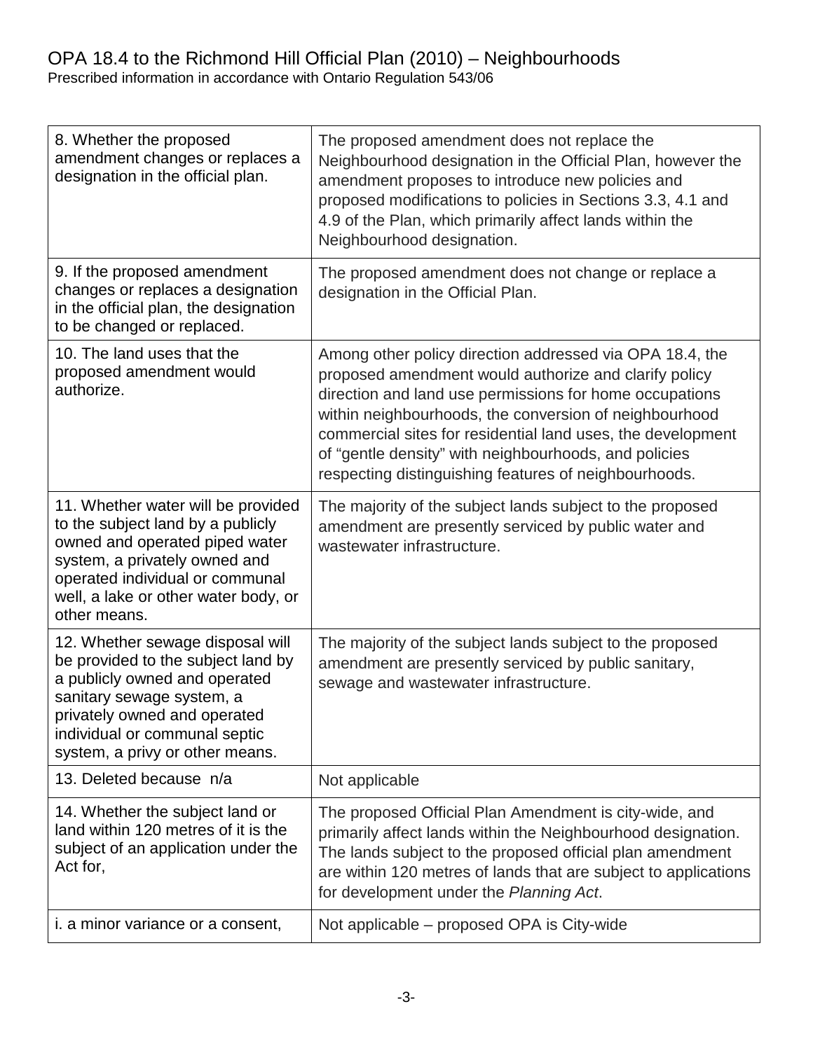# OPA 18.4 to the Richmond Hill Official Plan (2010) – Neighbourhoods

Prescribed information in accordance with Ontario Regulation 543/06

| | |
|---|---|
| 8. Whether the proposed amendment changes or replaces a designation in the official plan. | The proposed amendment does not replace the Neighbourhood designation in the Official Plan, however the amendment proposes to introduce new policies and proposed modifications to policies in Sections 3.3, 4.1 and 4.9 of the Plan, which primarily affect lands within the Neighbourhood designation. |
| 9. If the proposed amendment changes or replaces a designation in the official plan, the designation to be changed or replaced. | The proposed amendment does not change or replace a designation in the Official Plan. |
| 10. The land uses that the proposed amendment would authorize. | Among other policy direction addressed via OPA 18.4, the proposed amendment would authorize and clarify policy direction and land use permissions for home occupations within neighbourhoods, the conversion of neighbourhood commercial sites for residential land uses, the development of "gentle density" with neighbourhoods, and policies respecting distinguishing features of neighbourhoods. |
| 11. Whether water will be provided to the subject land by a publicly owned and operated piped water system, a privately owned and operated individual or communal well, a lake or other water body, or other means. | The majority of the subject lands subject to the proposed amendment are presently serviced by public water and wastewater infrastructure. |
| 12. Whether sewage disposal will be provided to the subject land by a publicly owned and operated sanitary sewage system, a privately owned and operated individual or communal septic system, a privy or other means. | The majority of the subject lands subject to the proposed amendment are presently serviced by public sanitary, sewage and wastewater infrastructure. |
| 13. Deleted because n/a | Not applicable |
| 14. Whether the subject land or land within 120 metres of it is the subject of an application under the Act for, | The proposed Official Plan Amendment is city-wide, and primarily affect lands within the Neighbourhood designation. The lands subject to the proposed official plan amendment are within 120 metres of lands that are subject to applications for development under the *Planning Act*. |
| i. a minor variance or a consent, | Not applicable – proposed OPA is City-wide |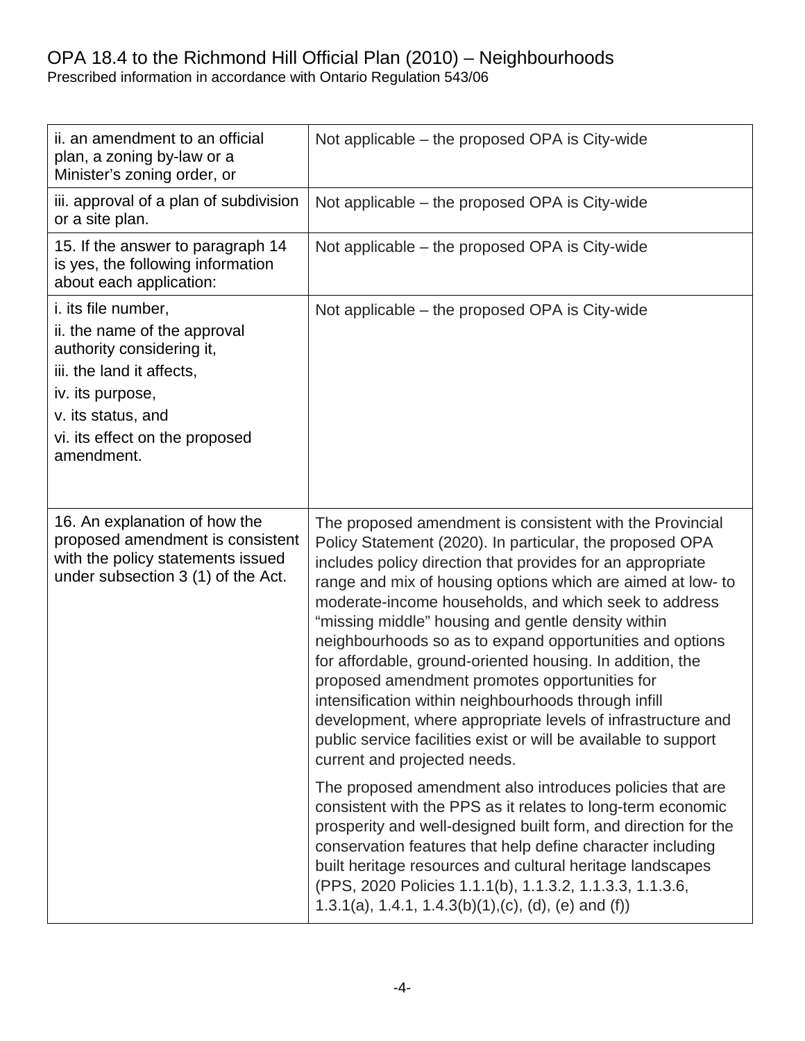# OPA 18.4 to the Richmond Hill Official Plan (2010) – Neighbourhoods

Prescribed information in accordance with Ontario Regulation 543/06

| | |
|---|---|
| ii. an amendment to an official plan, a zoning by-law or a Minister's zoning order, or | Not applicable – the proposed OPA is City-wide |
| iii. approval of a plan of subdivision or a site plan. | Not applicable – the proposed OPA is City-wide |
| 15. If the answer to paragraph 14 is yes, the following information about each application: | Not applicable – the proposed OPA is City-wide |
| i. its file number,<br>ii. the name of the approval authority considering it,<br>iii. the land it affects,<br>iv. its purpose,<br>v. its status, and<br>vi. its effect on the proposed amendment. | Not applicable – the proposed OPA is City-wide |
| 16. An explanation of how the proposed amendment is consistent with the policy statements issued under subsection 3 (1) of the Act. | The proposed amendment is consistent with the Provincial Policy Statement (2020). In particular, the proposed OPA includes policy direction that provides for an appropriate range and mix of housing options which are aimed at low- to moderate-income households, and which seek to address "missing middle" housing and gentle density within neighbourhoods so as to expand opportunities and options for affordable, ground-oriented housing. In addition, the proposed amendment promotes opportunities for intensification within neighbourhoods through infill development, where appropriate levels of infrastructure and public service facilities exist or will be available to support current and projected needs.<br><br>The proposed amendment also introduces policies that are consistent with the PPS as it relates to long-term economic prosperity and well-designed built form, and direction for the conservation features that help define character including built heritage resources and cultural heritage landscapes (PPS, 2020 Policies 1.1.1(b), 1.1.3.2, 1.1.3.3, 1.1.3.6, 1.3.1(a), 1.4.1, 1.4.3(b)(1),(c), (d), (e) and (f)) |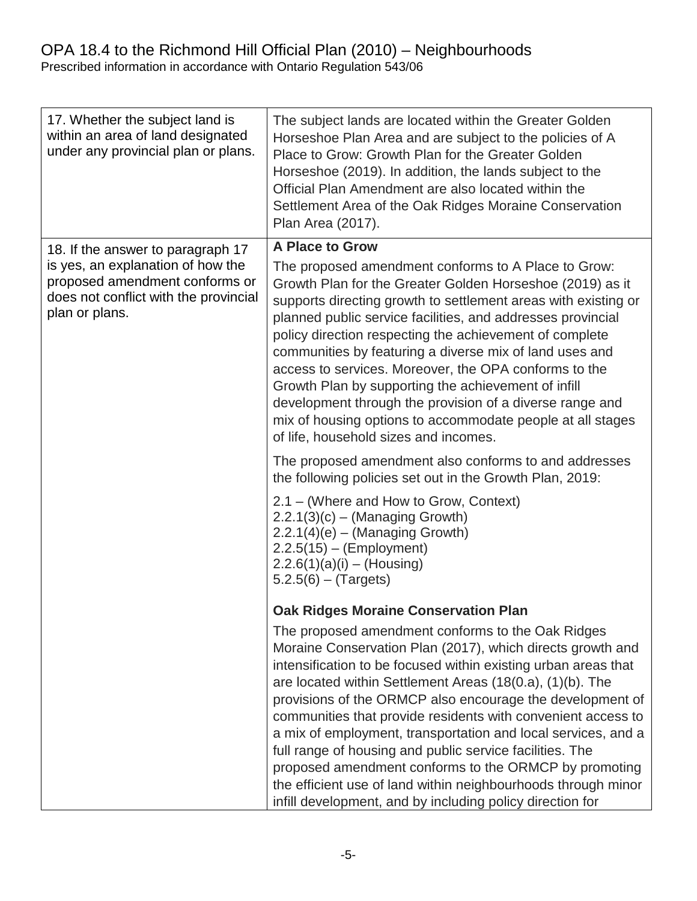OPA 18.4 to the Richmond Hill Official Plan (2010) – Neighbourhoods
Prescribed information in accordance with Ontario Regulation 543/06

| | |
|---|---|
| 17. Whether the subject land is within an area of land designated under any provincial plan or plans. | The subject lands are located within the Greater Golden Horseshoe Plan Area and are subject to the policies of A Place to Grow: Growth Plan for the Greater Golden Horseshoe (2019). In addition, the lands subject to the Official Plan Amendment are also located within the Settlement Area of the Oak Ridges Moraine Conservation Plan Area (2017). |
| 18. If the answer to paragraph 17 is yes, an explanation of how the proposed amendment conforms or does not conflict with the provincial plan or plans. | **A Place to Grow**<br><br>The proposed amendment conforms to A Place to Grow: Growth Plan for the Greater Golden Horseshoe (2019) as it supports directing growth to settlement areas with existing or planned public service facilities, and addresses provincial policy direction respecting the achievement of complete communities by featuring a diverse mix of land uses and access to services. Moreover, the OPA conforms to the Growth Plan by supporting the achievement of infill development through the provision of a diverse range and mix of housing options to accommodate people at all stages of life, household sizes and incomes.<br><br>The proposed amendment also conforms to and addresses the following policies set out in the Growth Plan, 2019:<br><br>2.1 – (Where and How to Grow, Context)<br>2.2.1(3)(c) – (Managing Growth)<br>2.2.1(4)(e) – (Managing Growth)<br>2.2.5(15) – (Employment)<br>2.2.6(1)(a)(i) – (Housing)<br>5.2.5(6) – (Targets)<br><br>**Oak Ridges Moraine Conservation Plan**<br><br>The proposed amendment conforms to the Oak Ridges Moraine Conservation Plan (2017), which directs growth and intensification to be focused within existing urban areas that are located within Settlement Areas (18(0.a), (1)(b). The provisions of the ORMCP also encourage the development of communities that provide residents with convenient access to a mix of employment, transportation and local services, and a full range of housing and public service facilities. The proposed amendment conforms to the ORMCP by promoting the efficient use of land within neighbourhoods through minor infill development, and by including policy direction for |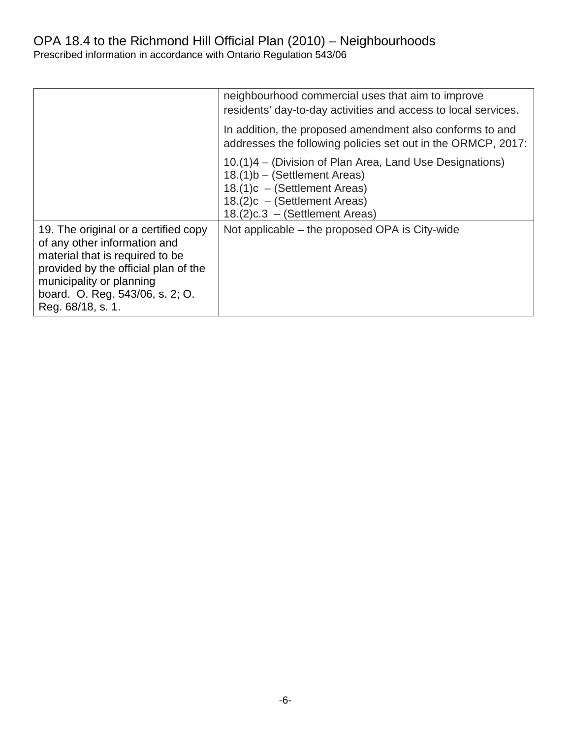| | |
|---|---|
| | neighbourhood commercial uses that aim to improve residents' day-to-day activities and access to local services.<br><br>In addition, the proposed amendment also conforms to and addresses the following policies set out in the ORMCP, 2017:<br><br>10.(1)4 – (Division of Plan Area, Land Use Designations)<br>18.(1)b – (Settlement Areas)<br>18.(1)c – (Settlement Areas)<br>18.(2)c – (Settlement Areas)<br>18.(2)c.3 – (Settlement Areas) |
| 19. The original or a certified copy of any other information and material that is required to be provided by the official plan of the municipality or planning board. O. Reg. 543/06, s. 2; O. Reg. 68/18, s. 1. | Not applicable – the proposed OPA is City-wide |